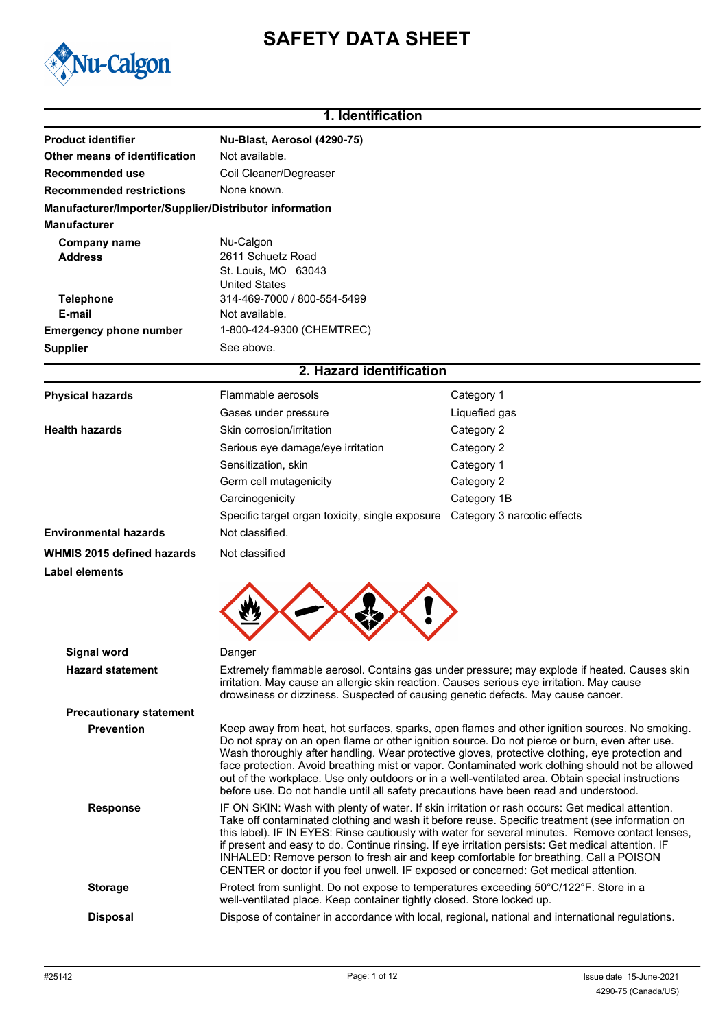# SAFETY DATA SHEET

## 1. Identification

| | |
|---|---|
| **Product identifier** | **Nu-Blast, Aerosol (4290-75)** |
| **Other means of identification** | Not available. |
| **Recommended use** | Coil Cleaner/Degreaser |
| **Recommended restrictions** | None known. |

**Manufacturer/Importer/Supplier/Distributor information**

**Manufacturer**

| | |
|---|---|
| **Company name** | Nu-Calgon |
| **Address** | 2611 Schuetz Road<br>St. Louis, MO 63043<br>United States |
| **Telephone** | 314-469-7000 / 800-554-5499 |
| **E-mail** | Not available. |
| **Emergency phone number** | 1-800-424-9300 (CHEMTREC) |
| **Supplier** | See above. |

## 2. Hazard identification

| | | |
|---|---|---|
| **Physical hazards** | Flammable aerosols | Category 1 |
| | Gases under pressure | Liquefied gas |
| **Health hazards** | Skin corrosion/irritation | Category 2 |
| | Serious eye damage/eye irritation | Category 2 |
| | Sensitization, skin | Category 1 |
| | Germ cell mutagenicity | Category 2 |
| | Carcinogenicity | Category 1B |
| | Specific target organ toxicity, single exposure | Category 3 narcotic effects |
| **Environmental hazards** | Not classified. | |
| **WHMIS 2015 defined hazards** | Not classified | |

**Label elements**

**Signal word** Danger

**Hazard statement** Extremely flammable aerosol. Contains gas under pressure; may explode if heated. Causes skin irritation. May cause an allergic skin reaction. Causes serious eye irritation. May cause drowsiness or dizziness. Suspected of causing genetic defects. May cause cancer.

**Precautionary statement**

**Prevention** Keep away from heat, hot surfaces, sparks, open flames and other ignition sources. No smoking. Do not spray on an open flame or other ignition source. Do not pierce or burn, even after use. Wash thoroughly after handling. Wear protective gloves, protective clothing, eye protection and face protection. Avoid breathing mist or vapor. Contaminated work clothing should not be allowed out of the workplace. Use only outdoors or in a well-ventilated area. Obtain special instructions before use. Do not handle until all safety precautions have been read and understood.

**Response** IF ON SKIN: Wash with plenty of water. If skin irritation or rash occurs: Get medical attention. Take off contaminated clothing and wash it before reuse. Specific treatment (see information on this label). IF IN EYES: Rinse cautiously with water for several minutes. Remove contact lenses, if present and easy to do. Continue rinsing. If eye irritation persists: Get medical attention. IF INHALED: Remove person to fresh air and keep comfortable for breathing. Call a POISON CENTER or doctor if you feel unwell. IF exposed or concerned: Get medical attention.

**Storage** Protect from sunlight. Do not expose to temperatures exceeding 50°C/122°F. Store in a well-ventilated place. Keep container tightly closed. Store locked up.

**Disposal** Dispose of container in accordance with local, regional, national and international regulations.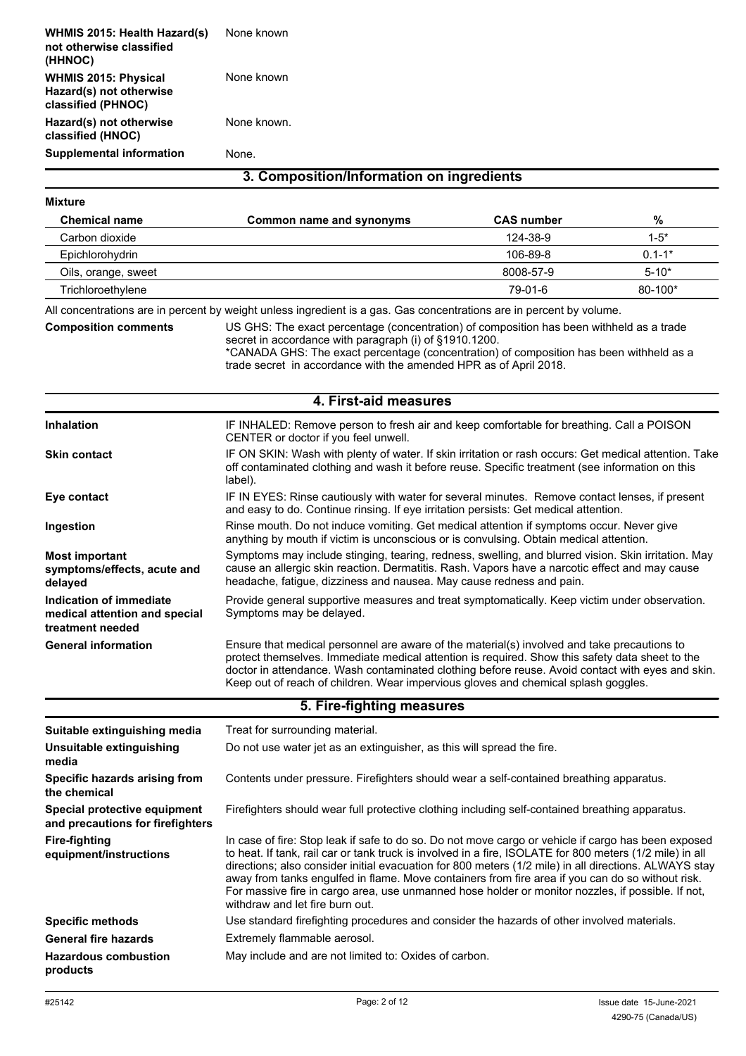| | |
|---|---|
| **WHMIS 2015: Health Hazard(s) not otherwise classified (HHNOC)** | None known |
| **WHMIS 2015: Physical Hazard(s) not otherwise classified (PHNOC)** | None known |
| **Hazard(s) not otherwise classified (HNOC)** | None known. |
| **Supplemental information** | None. |

## 3. Composition/Information on ingredients

**Mixture**

| Chemical name | Common name and synonyms | CAS number | % |
|---|---|---|---|
| Carbon dioxide | | 124-38-9 | 1-5* |
| Epichlorohydrin | | 106-89-8 | 0.1-1* |
| Oils, orange, sweet | | 8008-57-9 | 5-10* |
| Trichloroethylene | | 79-01-6 | 80-100* |

All concentrations are in percent by weight unless ingredient is a gas. Gas concentrations are in percent by volume.

**Composition comments**

US GHS: The exact percentage (concentration) of composition has been withheld as a trade secret in accordance with paragraph (i) of §1910.1200.
*CANADA GHS: The exact percentage (concentration) of composition has been withheld as a trade secret in accordance with the amended HPR as of April 2018.

## 4. First-aid measures

| | |
|---|---|
| **Inhalation** | IF INHALED: Remove person to fresh air and keep comfortable for breathing. Call a POISON CENTER or doctor if you feel unwell. |
| **Skin contact** | IF ON SKIN: Wash with plenty of water. If skin irritation or rash occurs: Get medical attention. Take off contaminated clothing and wash it before reuse. Specific treatment (see information on this label). |
| **Eye contact** | IF IN EYES: Rinse cautiously with water for several minutes. Remove contact lenses, if present and easy to do. Continue rinsing. If eye irritation persists: Get medical attention. |
| **Ingestion** | Rinse mouth. Do not induce vomiting. Get medical attention if symptoms occur. Never give anything by mouth if victim is unconscious or is convulsing. Obtain medical attention. |
| **Most important symptoms/effects, acute and delayed** | Symptoms may include stinging, tearing, redness, swelling, and blurred vision. Skin irritation. May cause an allergic skin reaction. Dermatitis. Rash. Vapors have a narcotic effect and may cause headache, fatigue, dizziness and nausea. May cause redness and pain. |
| **Indication of immediate medical attention and special treatment needed** | Provide general supportive measures and treat symptomatically. Keep victim under observation. Symptoms may be delayed. |
| **General information** | Ensure that medical personnel are aware of the material(s) involved and take precautions to protect themselves. Immediate medical attention is required. Show this safety data sheet to the doctor in attendance. Wash contaminated clothing before reuse. Avoid contact with eyes and skin. Keep out of reach of children. Wear impervious gloves and chemical splash goggles. |

## 5. Fire-fighting measures

| | |
|---|---|
| **Suitable extinguishing media** | Treat for surrounding material. |
| **Unsuitable extinguishing media** | Do not use water jet as an extinguisher, as this will spread the fire. |
| **Specific hazards arising from the chemical** | Contents under pressure. Firefighters should wear a self-contained breathing apparatus. |
| **Special protective equipment and precautions for firefighters** | Firefighters should wear full protective clothing including self-contained breathing apparatus. |
| **Fire-fighting equipment/instructions** | In case of fire: Stop leak if safe to do so. Do not move cargo or vehicle if cargo has been exposed to heat. If tank, rail car or tank truck is involved in a fire, ISOLATE for 800 meters (1/2 mile) in all directions; also consider initial evacuation for 800 meters (1/2 mile) in all directions. ALWAYS stay away from tanks engulfed in flame. Move containers from fire area if you can do so without risk. For massive fire in cargo area, use unmanned hose holder or monitor nozzles, if possible. If not, withdraw and let fire burn out. |
| **Specific methods** | Use standard firefighting procedures and consider the hazards of other involved materials. |
| **General fire hazards** | Extremely flammable aerosol. |
| **Hazardous combustion products** | May include and are not limited to: Oxides of carbon. |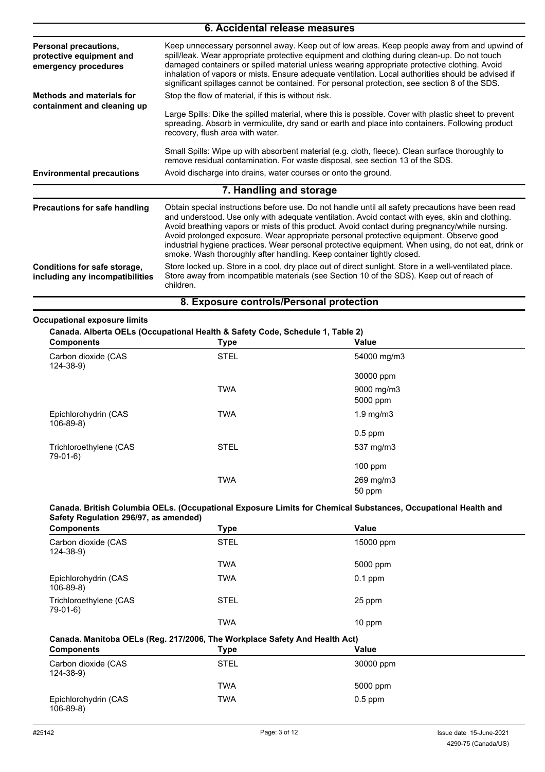## 6. Accidental release measures

| | |
|---|---|
| **Personal precautions, protective equipment and emergency procedures** | Keep unnecessary personnel away. Keep out of low areas. Keep people away from and upwind of spill/leak. Wear appropriate protective equipment and clothing during clean-up. Do not touch damaged containers or spilled material unless wearing appropriate protective clothing. Avoid inhalation of vapors or mists. Ensure adequate ventilation. Local authorities should be advised if significant spillages cannot be contained. For personal protection, see section 8 of the SDS. |
| **Methods and materials for containment and cleaning up** | Stop the flow of material, if this is without risk.<br><br>Large Spills: Dike the spilled material, where this is possible. Cover with plastic sheet to prevent spreading. Absorb in vermiculite, dry sand or earth and place into containers. Following product recovery, flush area with water.<br><br>Small Spills: Wipe up with absorbent material (e.g. cloth, fleece). Clean surface thoroughly to remove residual contamination. For waste disposal, see section 13 of the SDS. |
| **Environmental precautions** | Avoid discharge into drains, water courses or onto the ground. |

## 7. Handling and storage

| | |
|---|---|
| **Precautions for safe handling** | Obtain special instructions before use. Do not handle until all safety precautions have been read and understood. Use only with adequate ventilation. Avoid contact with eyes, skin and clothing. Avoid breathing vapors or mists of this product. Avoid contact during pregnancy/while nursing. Avoid prolonged exposure. Wear appropriate personal protective equipment. Observe good industrial hygiene practices. Wear personal protective equipment. When using, do not eat, drink or smoke. Wash thoroughly after handling. Keep container tightly closed. |
| **Conditions for safe storage, including any incompatibilities** | Store locked up. Store in a cool, dry place out of direct sunlight. Store in a well-ventilated place. Store away from incompatible materials (see Section 10 of the SDS). Keep out of reach of children. |

## 8. Exposure controls/Personal protection

**Occupational exposure limits**

**Canada. Alberta OELs (Occupational Health & Safety Code, Schedule 1, Table 2)**

| Components | Type | Value |
|---|---|---|
| Carbon dioxide (CAS 124-38-9) | STEL | 54000 mg/m3 |
| | | 30000 ppm |
| | TWA | 9000 mg/m3 |
| | | 5000 ppm |
| Epichlorohydrin (CAS 106-89-8) | TWA | 1.9 mg/m3 |
| | | 0.5 ppm |
| Trichloroethylene (CAS 79-01-6) | STEL | 537 mg/m3 |
| | | 100 ppm |
| | TWA | 269 mg/m3 |
| | | 50 ppm |

**Canada. British Columbia OELs. (Occupational Exposure Limits for Chemical Substances, Occupational Health and Safety Regulation 296/97, as amended)**

| Components | Type | Value |
|---|---|---|
| Carbon dioxide (CAS 124-38-9) | STEL | 15000 ppm |
| | TWA | 5000 ppm |
| Epichlorohydrin (CAS 106-89-8) | TWA | 0.1 ppm |
| Trichloroethylene (CAS 79-01-6) | STEL | 25 ppm |
| | TWA | 10 ppm |

**Canada. Manitoba OELs (Reg. 217/2006, The Workplace Safety And Health Act)**

| Components | Type | Value |
|---|---|---|
| Carbon dioxide (CAS 124-38-9) | STEL | 30000 ppm |
| | TWA | 5000 ppm |
| Epichlorohydrin (CAS 106-89-8) | TWA | 0.5 ppm |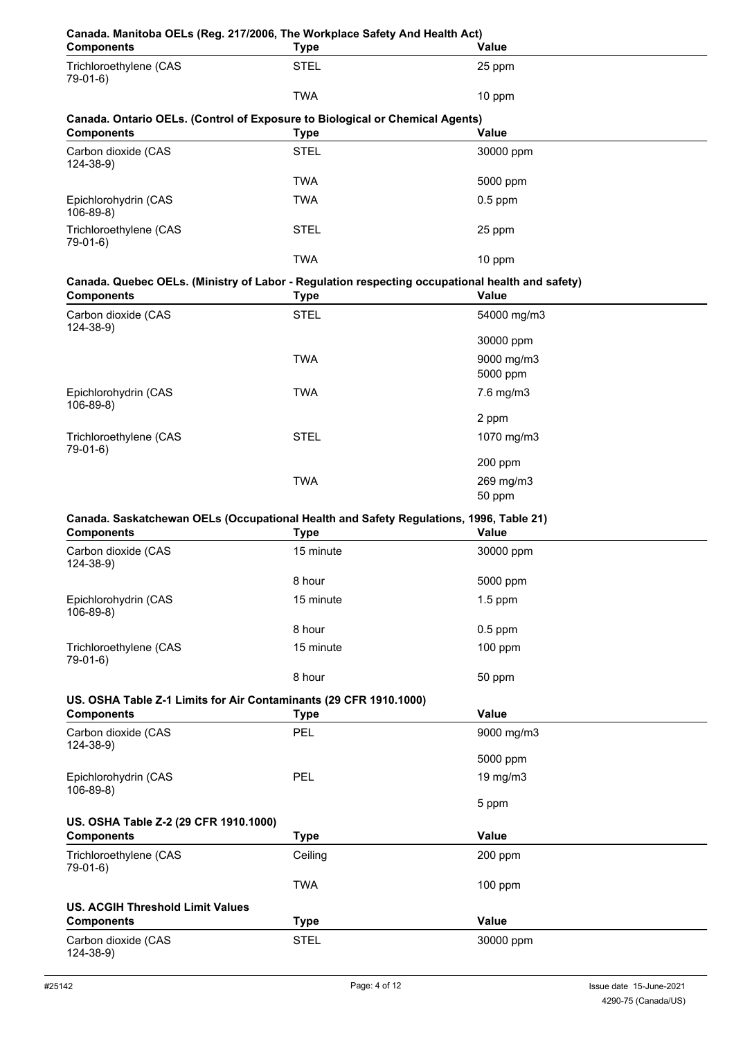**Canada. Manitoba OELs (Reg. 217/2006, The Workplace Safety And Health Act)**

| Components | Type | Value |
|---|---|---|
| Trichloroethylene (CAS 79-01-6) | STEL | 25 ppm |
| | TWA | 10 ppm |

**Canada. Ontario OELs. (Control of Exposure to Biological or Chemical Agents)**

| Components | Type | Value |
|---|---|---|
| Carbon dioxide (CAS 124-38-9) | STEL | 30000 ppm |
| | TWA | 5000 ppm |
| Epichlorohydrin (CAS 106-89-8) | TWA | 0.5 ppm |
| Trichloroethylene (CAS 79-01-6) | STEL | 25 ppm |
| | TWA | 10 ppm |

**Canada. Quebec OELs. (Ministry of Labor - Regulation respecting occupational health and safety)**

| Components | Type | Value |
|---|---|---|
| Carbon dioxide (CAS 124-38-9) | STEL | 54000 mg/m3 |
| | | 30000 ppm |
| | TWA | 9000 mg/m3 |
| | | 5000 ppm |
| Epichlorohydrin (CAS 106-89-8) | TWA | 7.6 mg/m3 |
| | | 2 ppm |
| Trichloroethylene (CAS 79-01-6) | STEL | 1070 mg/m3 |
| | | 200 ppm |
| | TWA | 269 mg/m3 |
| | | 50 ppm |

**Canada. Saskatchewan OELs (Occupational Health and Safety Regulations, 1996, Table 21)**

| Components | Type | Value |
|---|---|---|
| Carbon dioxide (CAS 124-38-9) | 15 minute | 30000 ppm |
| | 8 hour | 5000 ppm |
| Epichlorohydrin (CAS 106-89-8) | 15 minute | 1.5 ppm |
| | 8 hour | 0.5 ppm |
| Trichloroethylene (CAS 79-01-6) | 15 minute | 100 ppm |
| | 8 hour | 50 ppm |

**US. OSHA Table Z-1 Limits for Air Contaminants (29 CFR 1910.1000)**

| Components | Type | Value |
|---|---|---|
| Carbon dioxide (CAS 124-38-9) | PEL | 9000 mg/m3 |
| | | 5000 ppm |
| Epichlorohydrin (CAS 106-89-8) | PEL | 19 mg/m3 |
| | | 5 ppm |

**US. OSHA Table Z-2 (29 CFR 1910.1000)**

| Components | Type | Value |
|---|---|---|
| Trichloroethylene (CAS 79-01-6) | Ceiling | 200 ppm |
| | TWA | 100 ppm |

**US. ACGIH Threshold Limit Values**

| Components | Type | Value |
|---|---|---|
| Carbon dioxide (CAS 124-38-9) | STEL | 30000 ppm |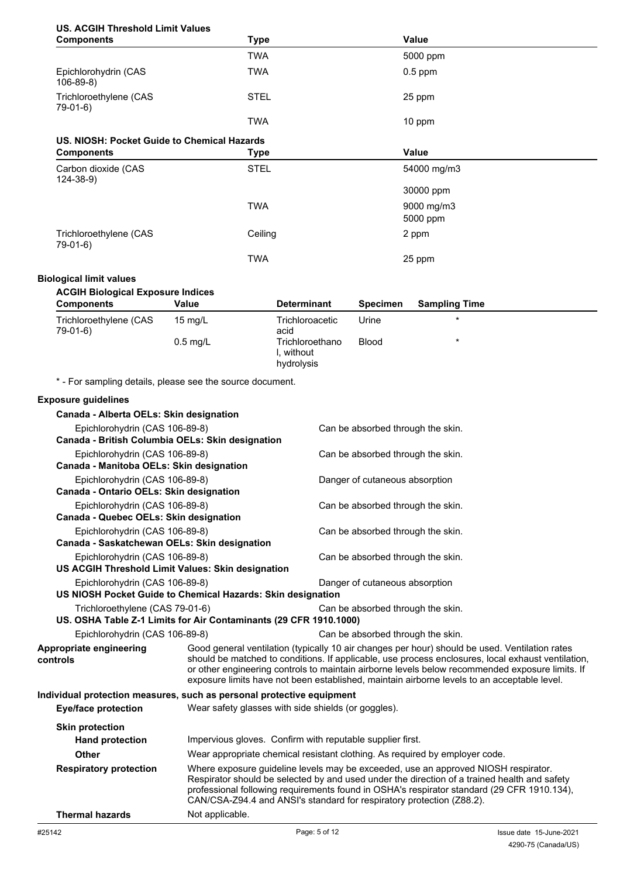**US. ACGIH Threshold Limit Values**

| Components | Type | Value |
|---|---|---|
| | TWA | 5000 ppm |
| Epichlorohydrin (CAS 106-89-8) | TWA | 0.5 ppm |
| Trichloroethylene (CAS 79-01-6) | STEL | 25 ppm |
| | TWA | 10 ppm |

**US. NIOSH: Pocket Guide to Chemical Hazards**

| Components | Type | Value |
|---|---|---|
| Carbon dioxide (CAS 124-38-9) | STEL | 54000 mg/m3 |
| | | 30000 ppm |
| | TWA | 9000 mg/m3 |
| | | 5000 ppm |
| Trichloroethylene (CAS 79-01-6) | Ceiling | 2 ppm |
| | TWA | 25 ppm |

**Biological limit values**

**ACGIH Biological Exposure Indices**

| Components | Value | Determinant | Specimen | Sampling Time |
|---|---|---|---|---|
| Trichloroethylene (CAS 79-01-6) | 15 mg/L | Trichloroacetic acid | Urine | * |
| | 0.5 mg/L | Trichloroethanol, without hydrolysis | Blood | * |

* - For sampling details, please see the source document.

**Exposure guidelines**

**Canada - Alberta OELs: Skin designation**

Epichlorohydrin (CAS 106-89-8) — Can be absorbed through the skin.

**Canada - British Columbia OELs: Skin designation**

Epichlorohydrin (CAS 106-89-8) — Can be absorbed through the skin.

**Canada - Manitoba OELs: Skin designation**

Epichlorohydrin (CAS 106-89-8) — Danger of cutaneous absorption

**Canada - Ontario OELs: Skin designation**

Epichlorohydrin (CAS 106-89-8) — Can be absorbed through the skin.

**Canada - Quebec OELs: Skin designation**

Epichlorohydrin (CAS 106-89-8) — Can be absorbed through the skin.

**Canada - Saskatchewan OELs: Skin designation**

Epichlorohydrin (CAS 106-89-8) — Can be absorbed through the skin.

**US ACGIH Threshold Limit Values: Skin designation**

Epichlorohydrin (CAS 106-89-8) — Danger of cutaneous absorption

**US NIOSH Pocket Guide to Chemical Hazards: Skin designation**

Trichloroethylene (CAS 79-01-6) — Can be absorbed through the skin.

**US. OSHA Table Z-1 Limits for Air Contaminants (29 CFR 1910.1000)**

Epichlorohydrin (CAS 106-89-8) — Can be absorbed through the skin.

**Appropriate engineering controls**

Good general ventilation (typically 10 air changes per hour) should be used. Ventilation rates should be matched to conditions. If applicable, use process enclosures, local exhaust ventilation, or other engineering controls to maintain airborne levels below recommended exposure limits. If exposure limits have not been established, maintain airborne levels to an acceptable level.

**Individual protection measures, such as personal protective equipment**

**Eye/face protection**

Wear safety glasses with side shields (or goggles).

**Skin protection**

**Hand protection**

Impervious gloves. Confirm with reputable supplier first.

**Other**

Wear appropriate chemical resistant clothing. As required by employer code.

**Respiratory protection**

Where exposure guideline levels may be exceeded, use an approved NIOSH respirator. Respirator should be selected by and used under the direction of a trained health and safety professional following requirements found in OSHA's respirator standard (29 CFR 1910.134), CAN/CSA-Z94.4 and ANSI's standard for respiratory protection (Z88.2).

**Thermal hazards**

Not applicable.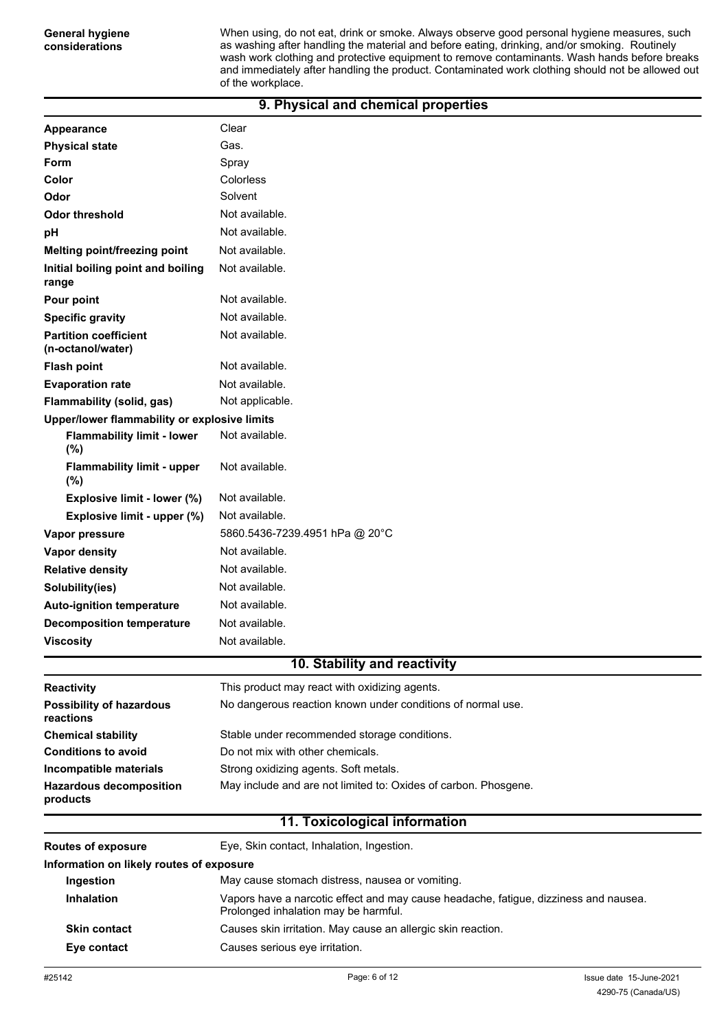| | |
|---|---|
| **General hygiene considerations** | When using, do not eat, drink or smoke. Always observe good personal hygiene measures, such as washing after handling the material and before eating, drinking, and/or smoking. Routinely wash work clothing and protective equipment to remove contaminants. Wash hands before breaks and immediately after handling the product. Contaminated work clothing should not be allowed out of the workplace. |

## 9. Physical and chemical properties

| | |
|---|---|
| **Appearance** | Clear |
| **Physical state** | Gas. |
| **Form** | Spray |
| **Color** | Colorless |
| **Odor** | Solvent |
| **Odor threshold** | Not available. |
| **pH** | Not available. |
| **Melting point/freezing point** | Not available. |
| **Initial boiling point and boiling range** | Not available. |
| **Pour point** | Not available. |
| **Specific gravity** | Not available. |
| **Partition coefficient (n-octanol/water)** | Not available. |
| **Flash point** | Not available. |
| **Evaporation rate** | Not available. |
| **Flammability (solid, gas)** | Not applicable. |
| **Upper/lower flammability or explosive limits** | |
| **Flammability limit - lower (%)** | Not available. |
| **Flammability limit - upper (%)** | Not available. |
| **Explosive limit - lower (%)** | Not available. |
| **Explosive limit - upper (%)** | Not available. |
| **Vapor pressure** | 5860.5436-7239.4951 hPa @ 20°C |
| **Vapor density** | Not available. |
| **Relative density** | Not available. |
| **Solubility(ies)** | Not available. |
| **Auto-ignition temperature** | Not available. |
| **Decomposition temperature** | Not available. |
| **Viscosity** | Not available. |

## 10. Stability and reactivity

| | |
|---|---|
| **Reactivity** | This product may react with oxidizing agents. |
| **Possibility of hazardous reactions** | No dangerous reaction known under conditions of normal use. |
| **Chemical stability** | Stable under recommended storage conditions. |
| **Conditions to avoid** | Do not mix with other chemicals. |
| **Incompatible materials** | Strong oxidizing agents. Soft metals. |
| **Hazardous decomposition products** | May include and are not limited to: Oxides of carbon. Phosgene. |

## 11. Toxicological information

| | |
|---|---|
| **Routes of exposure** | Eye, Skin contact, Inhalation, Ingestion. |
| **Information on likely routes of exposure** | |
| **Ingestion** | May cause stomach distress, nausea or vomiting. |
| **Inhalation** | Vapors have a narcotic effect and may cause headache, fatigue, dizziness and nausea. Prolonged inhalation may be harmful. |
| **Skin contact** | Causes skin irritation. May cause an allergic skin reaction. |
| **Eye contact** | Causes serious eye irritation. |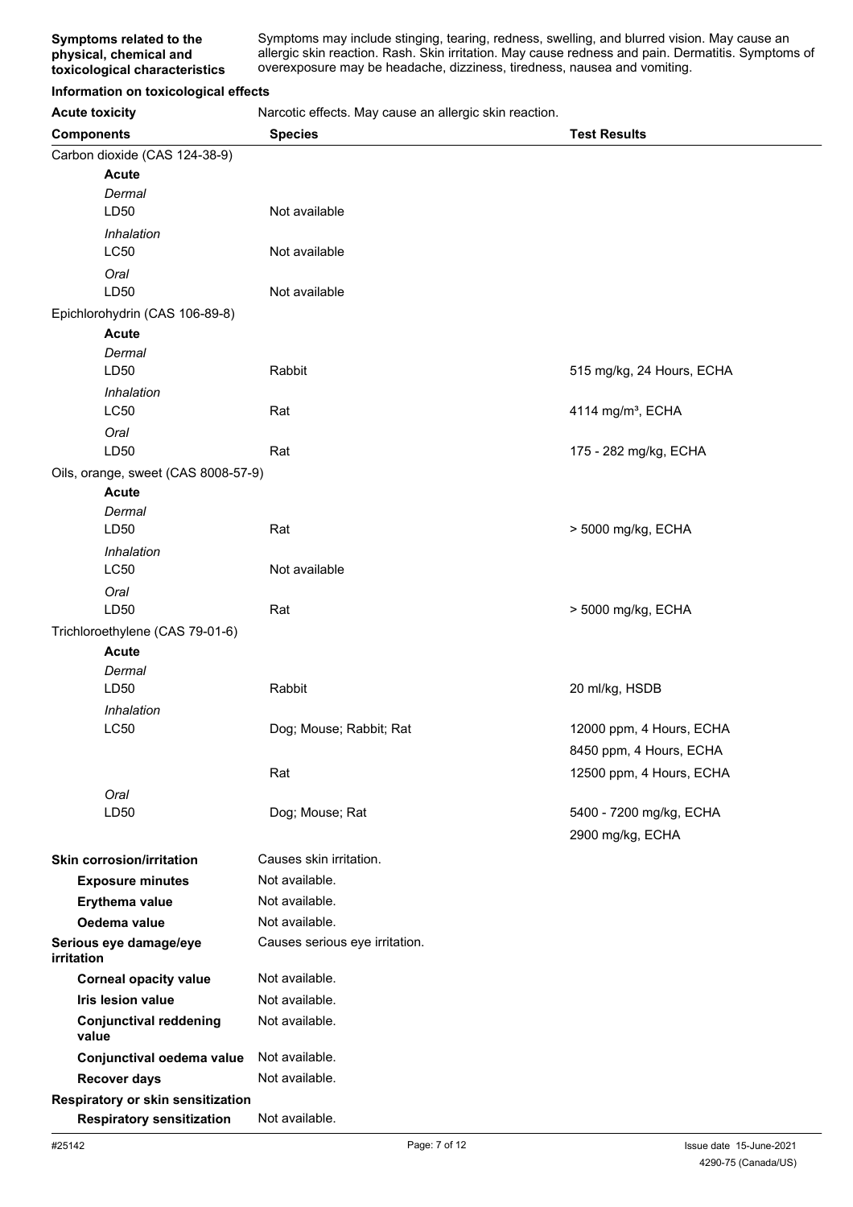**Symptoms related to the physical, chemical and toxicological characteristics**

Symptoms may include stinging, tearing, redness, swelling, and blurred vision. May cause an allergic skin reaction. Rash. Skin irritation. May cause redness and pain. Dermatitis. Symptoms of overexposure may be headache, dizziness, tiredness, nausea and vomiting.

### Information on toxicological effects

**Acute toxicity** Narcotic effects. May cause an allergic skin reaction.

| Components | Species | Test Results |
|---|---|---|
| Carbon dioxide (CAS 124-38-9) | | |
| **Acute** | | |
| *Dermal* | | |
| LD50 | Not available | |
| *Inhalation* | | |
| LC50 | Not available | |
| *Oral* | | |
| LD50 | Not available | |
| Epichlorohydrin (CAS 106-89-8) | | |
| **Acute** | | |
| *Dermal* | | |
| LD50 | Rabbit | 515 mg/kg, 24 Hours, ECHA |
| *Inhalation* | | |
| LC50 | Rat | 4114 mg/m³, ECHA |
| *Oral* | | |
| LD50 | Rat | 175 - 282 mg/kg, ECHA |
| Oils, orange, sweet (CAS 8008-57-9) | | |
| **Acute** | | |
| *Dermal* | | |
| LD50 | Rat | > 5000 mg/kg, ECHA |
| *Inhalation* | | |
| LC50 | Not available | |
| *Oral* | | |
| LD50 | Rat | > 5000 mg/kg, ECHA |
| Trichloroethylene (CAS 79-01-6) | | |
| **Acute** | | |
| *Dermal* | | |
| LD50 | Rabbit | 20 ml/kg, HSDB |
| *Inhalation* | | |
| LC50 | Dog; Mouse; Rabbit; Rat | 12000 ppm, 4 Hours, ECHA |
| | | 8450 ppm, 4 Hours, ECHA |
| | Rat | 12500 ppm, 4 Hours, ECHA |
| *Oral* | | |
| LD50 | Dog; Mouse; Rat | 5400 - 7200 mg/kg, ECHA |
| | | 2900 mg/kg, ECHA |

**Skin corrosion/irritation** Causes skin irritation.

- **Exposure minutes** Not available.
- **Erythema value** Not available.
- **Oedema value** Not available.

**Serious eye damage/eye irritation** Causes serious eye irritation.

- **Corneal opacity value** Not available.
- **Iris lesion value** Not available.
- **Conjunctival reddening value** Not available.
- **Conjunctival oedema value** Not available.
- **Recover days** Not available.

**Respiratory or skin sensitization**

- **Respiratory sensitization** Not available.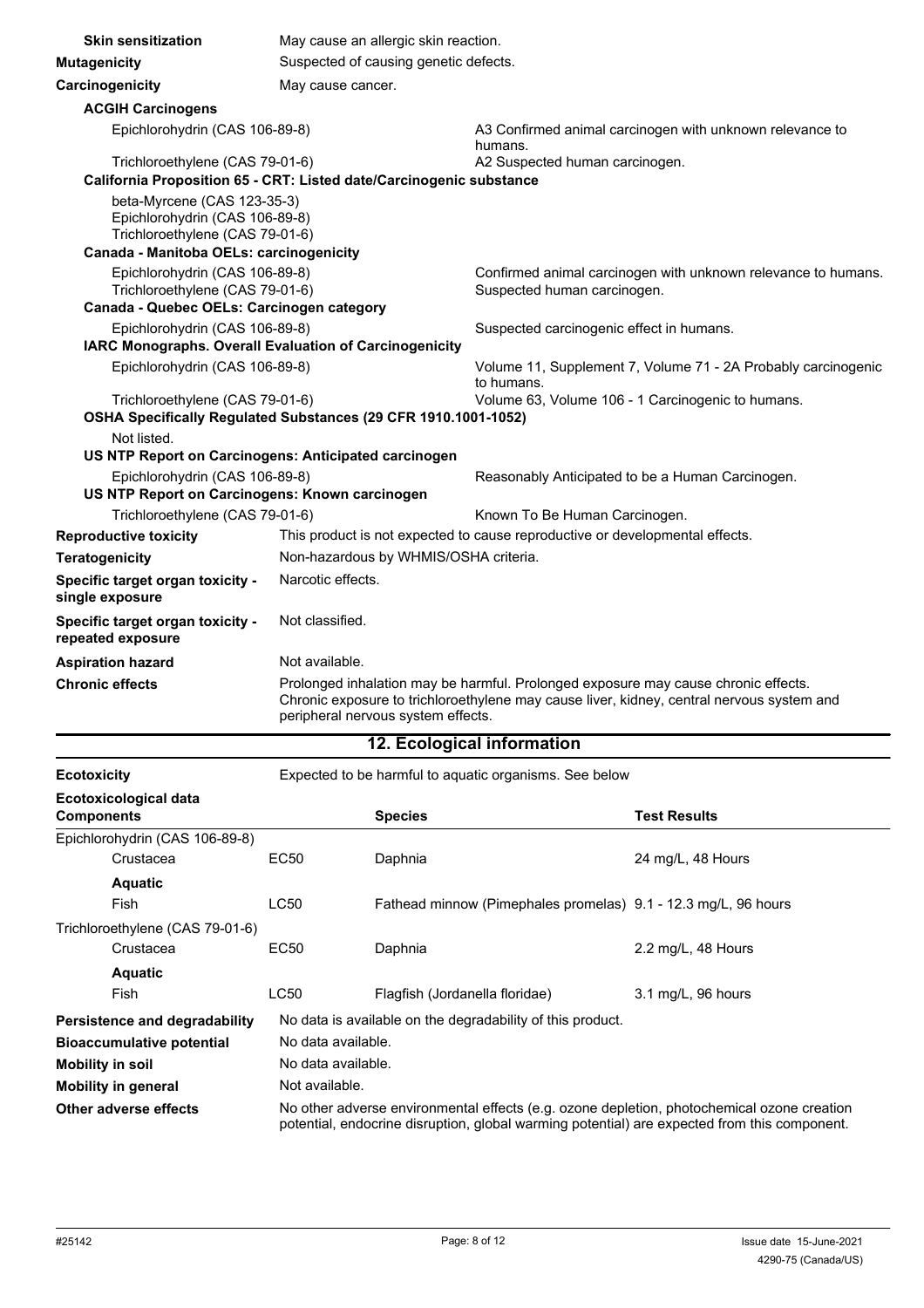**Skin sensitization** May cause an allergic skin reaction.

**Mutagenicity** Suspected of causing genetic defects.

**Carcinogenicity** May cause cancer.

**ACGIH Carcinogens**

| | |
|---|---|
| Epichlorohydrin (CAS 106-89-8) | A3 Confirmed animal carcinogen with unknown relevance to humans. |
| Trichloroethylene (CAS 79-01-6) | A2 Suspected human carcinogen. |

**California Proposition 65 - CRT: Listed date/Carcinogenic substance**

beta-Myrcene (CAS 123-35-3)
Epichlorohydrin (CAS 106-89-8)
Trichloroethylene (CAS 79-01-6)

**Canada - Manitoba OELs: carcinogenicity**

| | |
|---|---|
| Epichlorohydrin (CAS 106-89-8) | Confirmed animal carcinogen with unknown relevance to humans. |
| Trichloroethylene (CAS 79-01-6) | Suspected human carcinogen. |

**Canada - Quebec OELs: Carcinogen category**

| | |
|---|---|
| Epichlorohydrin (CAS 106-89-8) | Suspected carcinogenic effect in humans. |

**IARC Monographs. Overall Evaluation of Carcinogenicity**

| | |
|---|---|
| Epichlorohydrin (CAS 106-89-8) | Volume 11, Supplement 7, Volume 71 - 2A Probably carcinogenic to humans. |
| Trichloroethylene (CAS 79-01-6) | Volume 63, Volume 106 - 1 Carcinogenic to humans. |

**OSHA Specifically Regulated Substances (29 CFR 1910.1001-1052)**

Not listed.

**US NTP Report on Carcinogens: Anticipated carcinogen**

| | |
|---|---|
| Epichlorohydrin (CAS 106-89-8) | Reasonably Anticipated to be a Human Carcinogen. |

**US NTP Report on Carcinogens: Known carcinogen**

| | |
|---|---|
| Trichloroethylene (CAS 79-01-6) | Known To Be Human Carcinogen. |

**Reproductive toxicity** This product is not expected to cause reproductive or developmental effects.

**Teratogenicity** Non-hazardous by WHMIS/OSHA criteria.

**Specific target organ toxicity - single exposure** Narcotic effects.

**Specific target organ toxicity - repeated exposure** Not classified.

**Aspiration hazard** Not available.

**Chronic effects** Prolonged inhalation may be harmful. Prolonged exposure may cause chronic effects. Chronic exposure to trichloroethylene may cause liver, kidney, central nervous system and peripheral nervous system effects.

## 12. Ecological information

**Ecotoxicity** Expected to be harmful to aquatic organisms. See below

**Ecotoxicological data**

| Components | | Species | Test Results |
|---|---|---|---|
| Epichlorohydrin (CAS 106-89-8) | | | |
| Crustacea | EC50 | Daphnia | 24 mg/L, 48 Hours |
| **Aquatic** | | | |
| Fish | LC50 | Fathead minnow (Pimephales promelas) | 9.1 - 12.3 mg/L, 96 hours |
| Trichloroethylene (CAS 79-01-6) | | | |
| Crustacea | EC50 | Daphnia | 2.2 mg/L, 48 Hours |
| **Aquatic** | | | |
| Fish | LC50 | Flagfish (Jordanella floridae) | 3.1 mg/L, 96 hours |

**Persistence and degradability** No data is available on the degradability of this product.

**Bioaccumulative potential** No data available.

**Mobility in soil** No data available.

**Mobility in general** Not available.

**Other adverse effects** No other adverse environmental effects (e.g. ozone depletion, photochemical ozone creation potential, endocrine disruption, global warming potential) are expected from this component.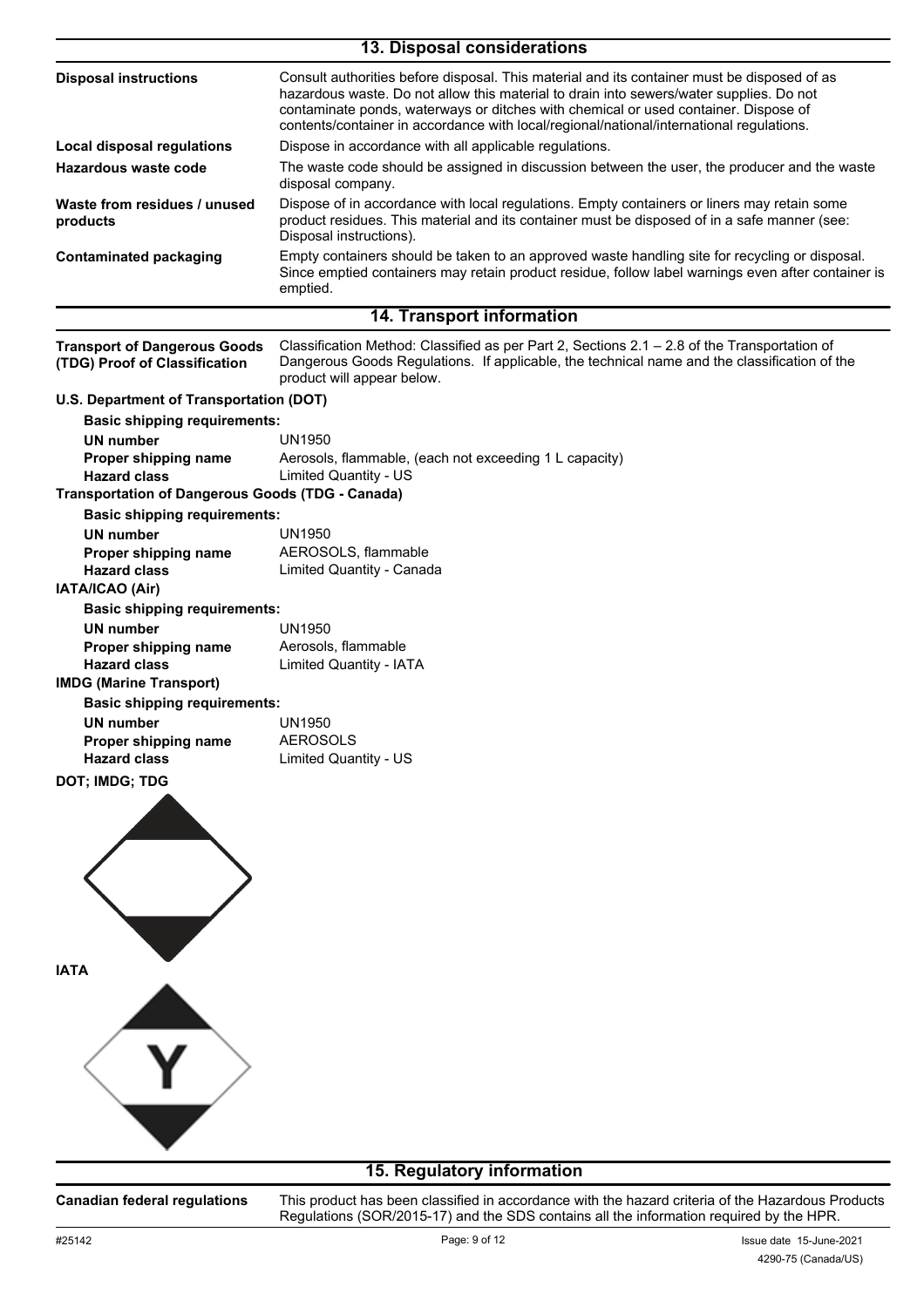## 13. Disposal considerations

| | |
|---|---|
| **Disposal instructions** | Consult authorities before disposal. This material and its container must be disposed of as hazardous waste. Do not allow this material to drain into sewers/water supplies. Do not contaminate ponds, waterways or ditches with chemical or used container. Dispose of contents/container in accordance with local/regional/national/international regulations. |
| **Local disposal regulations** | Dispose in accordance with all applicable regulations. |
| **Hazardous waste code** | The waste code should be assigned in discussion between the user, the producer and the waste disposal company. |
| **Waste from residues / unused products** | Dispose of in accordance with local regulations. Empty containers or liners may retain some product residues. This material and its container must be disposed of in a safe manner (see: Disposal instructions). |
| **Contaminated packaging** | Empty containers should be taken to an approved waste handling site for recycling or disposal. Since emptied containers may retain product residue, follow label warnings even after container is emptied. |

## 14. Transport information

**Transport of Dangerous Goods (TDG) Proof of Classification**: Classification Method: Classified as per Part 2, Sections 2.1 – 2.8 of the Transportation of Dangerous Goods Regulations. If applicable, the technical name and the classification of the product will appear below.

**U.S. Department of Transportation (DOT)**

**Basic shipping requirements:**

| | |
|---|---|
| **UN number** | UN1950 |
| **Proper shipping name** | Aerosols, flammable, (each not exceeding 1 L capacity) |
| **Hazard class** | Limited Quantity - US |

**Transportation of Dangerous Goods (TDG - Canada)**

**Basic shipping requirements:**

| | |
|---|---|
| **UN number** | UN1950 |
| **Proper shipping name** | AEROSOLS, flammable |
| **Hazard class** | Limited Quantity - Canada |

**IATA/ICAO (Air)**

**Basic shipping requirements:**

| | |
|---|---|
| **UN number** | UN1950 |
| **Proper shipping name** | Aerosols, flammable |
| **Hazard class** | Limited Quantity - IATA |

**IMDG (Marine Transport)**

**Basic shipping requirements:**

| | |
|---|---|
| **UN number** | UN1950 |
| **Proper shipping name** | AEROSOLS |
| **Hazard class** | Limited Quantity - US |

**DOT; IMDG; TDG**

**IATA**

## 15. Regulatory information

**Canadian federal regulations**: This product has been classified in accordance with the hazard criteria of the Hazardous Products Regulations (SOR/2015-17) and the SDS contains all the information required by the HPR.

#25142 Issue date 15-June-2021 4290-75 (Canada/US)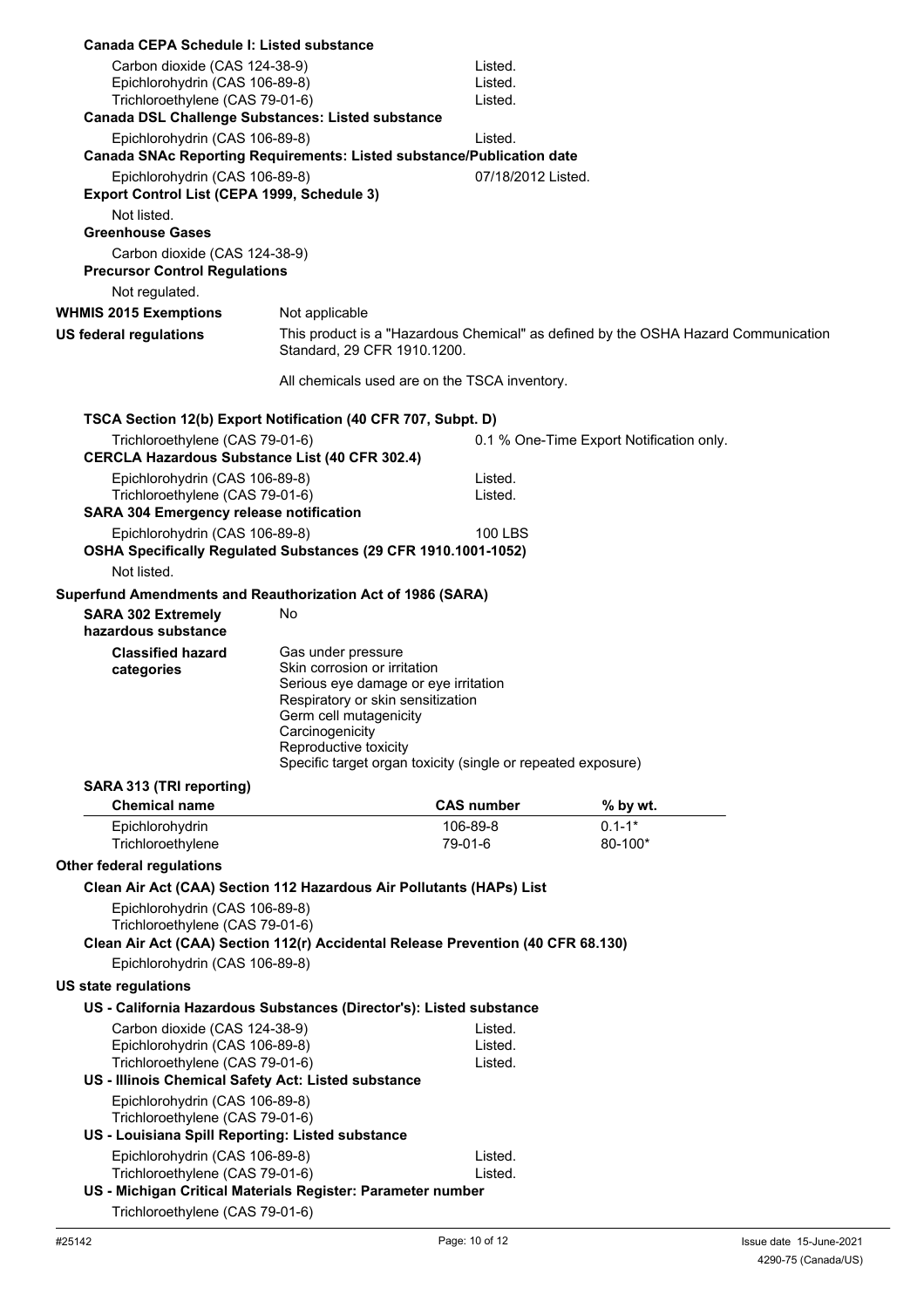**Canada CEPA Schedule I: Listed substance**

| | |
|---|---|
| Carbon dioxide (CAS 124-38-9) | Listed. |
| Epichlorohydrin (CAS 106-89-8) | Listed. |
| Trichloroethylene (CAS 79-01-6) | Listed. |

**Canada DSL Challenge Substances: Listed substance**

| | |
|---|---|
| Epichlorohydrin (CAS 106-89-8) | Listed. |

**Canada SNAc Reporting Requirements: Listed substance/Publication date**

| | |
|---|---|
| Epichlorohydrin (CAS 106-89-8) | 07/18/2012 Listed. |

**Export Control List (CEPA 1999, Schedule 3)**

Not listed.

**Greenhouse Gases**

Carbon dioxide (CAS 124-38-9)

**Precursor Control Regulations**

Not regulated.

**WHMIS 2015 Exemptions** Not applicable

**US federal regulations** This product is a "Hazardous Chemical" as defined by the OSHA Hazard Communication Standard, 29 CFR 1910.1200.

All chemicals used are on the TSCA inventory.

**TSCA Section 12(b) Export Notification (40 CFR 707, Subpt. D)**

| | |
|---|---|
| Trichloroethylene (CAS 79-01-6) | 0.1 % One-Time Export Notification only. |

**CERCLA Hazardous Substance List (40 CFR 302.4)**

| | |
|---|---|
| Epichlorohydrin (CAS 106-89-8) | Listed. |
| Trichloroethylene (CAS 79-01-6) | Listed. |

**SARA 304 Emergency release notification**

| | |
|---|---|
| Epichlorohydrin (CAS 106-89-8) | 100 LBS |

**OSHA Specifically Regulated Substances (29 CFR 1910.1001-1052)**

Not listed.

**Superfund Amendments and Reauthorization Act of 1986 (SARA)**

**SARA 302 Extremely hazardous substance** No

**Classified hazard categories**
- Gas under pressure
- Skin corrosion or irritation
- Serious eye damage or eye irritation
- Respiratory or skin sensitization
- Germ cell mutagenicity
- Carcinogenicity
- Reproductive toxicity
- Specific target organ toxicity (single or repeated exposure)

**SARA 313 (TRI reporting)**

| Chemical name | CAS number | % by wt. |
|---|---|---|
| Epichlorohydrin | 106-89-8 | 0.1-1* |
| Trichloroethylene | 79-01-6 | 80-100* |

**Other federal regulations**

**Clean Air Act (CAA) Section 112 Hazardous Air Pollutants (HAPs) List**

Epichlorohydrin (CAS 106-89-8)
Trichloroethylene (CAS 79-01-6)

**Clean Air Act (CAA) Section 112(r) Accidental Release Prevention (40 CFR 68.130)**

Epichlorohydrin (CAS 106-89-8)

**US state regulations**

**US - California Hazardous Substances (Director's): Listed substance**

| | |
|---|---|
| Carbon dioxide (CAS 124-38-9) | Listed. |
| Epichlorohydrin (CAS 106-89-8) | Listed. |
| Trichloroethylene (CAS 79-01-6) | Listed. |

**US - Illinois Chemical Safety Act: Listed substance**

Epichlorohydrin (CAS 106-89-8)
Trichloroethylene (CAS 79-01-6)

**US - Louisiana Spill Reporting: Listed substance**

| | |
|---|---|
| Epichlorohydrin (CAS 106-89-8) | Listed. |
| Trichloroethylene (CAS 79-01-6) | Listed. |

**US - Michigan Critical Materials Register: Parameter number**

Trichloroethylene (CAS 79-01-6)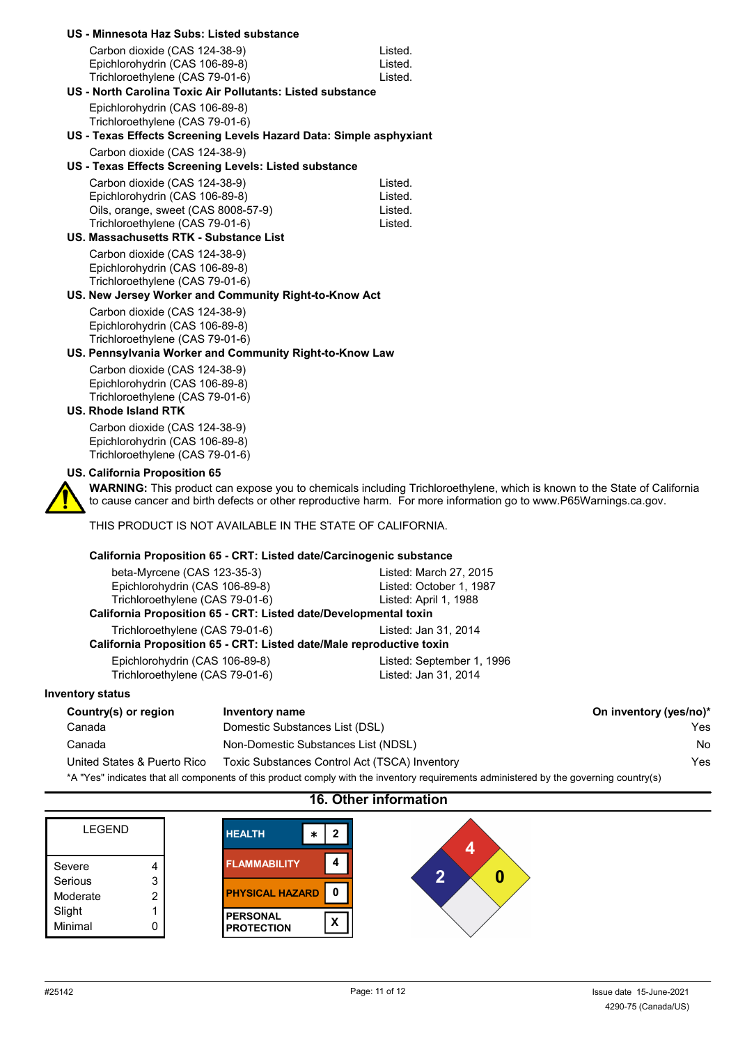**US - Minnesota Haz Subs: Listed substance**

| | |
|---|---|
| Carbon dioxide (CAS 124-38-9) | Listed. |
| Epichlorohydrin (CAS 106-89-8) | Listed. |
| Trichloroethylene (CAS 79-01-6) | Listed. |

**US - North Carolina Toxic Air Pollutants: Listed substance**

Epichlorohydrin (CAS 106-89-8)
Trichloroethylene (CAS 79-01-6)

**US - Texas Effects Screening Levels Hazard Data: Simple asphyxiant**

Carbon dioxide (CAS 124-38-9)

**US - Texas Effects Screening Levels: Listed substance**

| | |
|---|---|
| Carbon dioxide (CAS 124-38-9) | Listed. |
| Epichlorohydrin (CAS 106-89-8) | Listed. |
| Oils, orange, sweet (CAS 8008-57-9) | Listed. |
| Trichloroethylene (CAS 79-01-6) | Listed. |

**US. Massachusetts RTK - Substance List**

Carbon dioxide (CAS 124-38-9)
Epichlorohydrin (CAS 106-89-8)
Trichloroethylene (CAS 79-01-6)

**US. New Jersey Worker and Community Right-to-Know Act**

Carbon dioxide (CAS 124-38-9)
Epichlorohydrin (CAS 106-89-8)
Trichloroethylene (CAS 79-01-6)

**US. Pennsylvania Worker and Community Right-to-Know Law**

Carbon dioxide (CAS 124-38-9)
Epichlorohydrin (CAS 106-89-8)
Trichloroethylene (CAS 79-01-6)

**US. Rhode Island RTK**

Carbon dioxide (CAS 124-38-9)
Epichlorohydrin (CAS 106-89-8)
Trichloroethylene (CAS 79-01-6)

**US. California Proposition 65**

**WARNING:** This product can expose you to chemicals including Trichloroethylene, which is known to the State of California to cause cancer and birth defects or other reproductive harm. For more information go to www.P65Warnings.ca.gov.

THIS PRODUCT IS NOT AVAILABLE IN THE STATE OF CALIFORNIA.

**California Proposition 65 - CRT: Listed date/Carcinogenic substance**

| | |
|---|---|
| beta-Myrcene (CAS 123-35-3) | Listed: March 27, 2015 |
| Epichlorohydrin (CAS 106-89-8) | Listed: October 1, 1987 |
| Trichloroethylene (CAS 79-01-6) | Listed: April 1, 1988 |

**California Proposition 65 - CRT: Listed date/Developmental toxin**

| | |
|---|---|
| Trichloroethylene (CAS 79-01-6) | Listed: Jan 31, 2014 |

**California Proposition 65 - CRT: Listed date/Male reproductive toxin**

| | |
|---|---|
| Epichlorohydrin (CAS 106-89-8) | Listed: September 1, 1996 |
| Trichloroethylene (CAS 79-01-6) | Listed: Jan 31, 2014 |

**Inventory status**

| Country(s) or region | Inventory name | On inventory (yes/no)* |
|---|---|---|
| Canada | Domestic Substances List (DSL) | Yes |
| Canada | Non-Domestic Substances List (NDSL) | No |
| United States & Puerto Rico | Toxic Substances Control Act (TSCA) Inventory | Yes |

*A "Yes" indicates that all components of this product comply with the inventory requirements administered by the governing country(s)

## 16. Other information

| LEGEND | |
|---|---|
| Severe | 4 |
| Serious | 3 |
| Moderate | 2 |
| Slight | 1 |
| Minimal | 0 |

| | | |
|---|---|---|
| HEALTH | * | 2 |
| FLAMMABILITY | | 4 |
| PHYSICAL HAZARD | | 0 |
| PERSONAL PROTECTION | | X |

NFPA: Health 2, Flammability 4, Instability 0

#25142

Issue date 15-June-2021
4290-75 (Canada/US)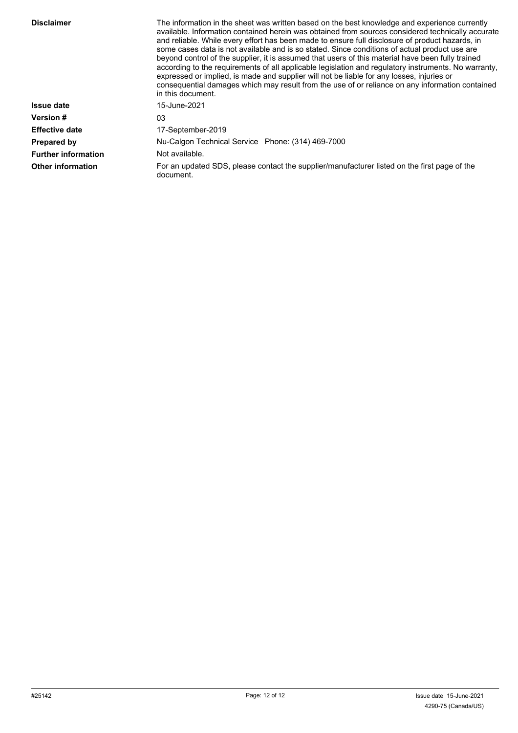| | |
|---|---|
| **Disclaimer** | The information in the sheet was written based on the best knowledge and experience currently available. Information contained herein was obtained from sources considered technically accurate and reliable. While every effort has been made to ensure full disclosure of product hazards, in some cases data is not available and is so stated. Since conditions of actual product use are beyond control of the supplier, it is assumed that users of this material have been fully trained according to the requirements of all applicable legislation and regulatory instruments. No warranty, expressed or implied, is made and supplier will not be liable for any losses, injuries or consequential damages which may result from the use of or reliance on any information contained in this document. |
| **Issue date** | 15-June-2021 |
| **Version #** | 03 |
| **Effective date** | 17-September-2019 |
| **Prepared by** | Nu-Calgon Technical Service Phone: (314) 469-7000 |
| **Further information** | Not available. |
| **Other information** | For an updated SDS, please contact the supplier/manufacturer listed on the first page of the document. |